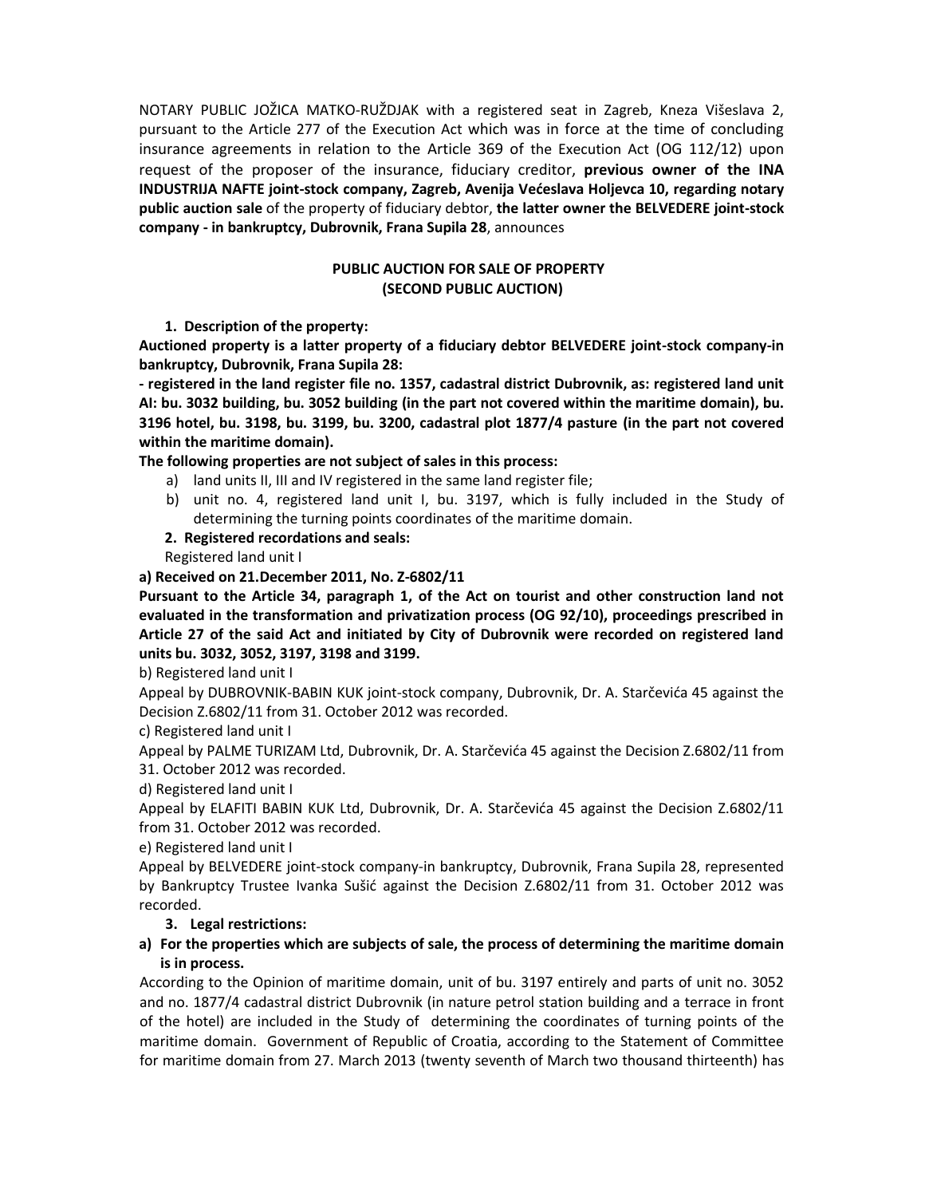NOTARY PUBLIC JOŽICA MATKO-RUŽDJAK with a registered seat in Zagreb, Kneza Višeslava 2, pursuant to the Article 277 of the Execution Act which was in force at the time of concluding insurance agreements in relation to the Article 369 of the Execution Act (OG 112/12) upon request of the proposer of the insurance, fiduciary creditor, **previous owner of the INA INDUSTRIJA NAFTE joint-stock company, Zagreb, Avenija Većeslava Holjevca 10, regarding notary public auction sale** of the property of fiduciary debtor, **the latter owner the BELVEDERE joint-stock company - in bankruptcy, Dubrovnik, Frana Supila 28**, announces

**PUBLIC AUCTION FOR SALE OF PROPERTY**
**(SECOND PUBLIC AUCTION)**

1. **Description of the property:**

**Auctioned property is a latter property of a fiduciary debtor BELVEDERE joint-stock company-in bankruptcy, Dubrovnik, Frana Supila 28:**

**- registered in the land register file no. 1357, cadastral district Dubrovnik, as: registered land unit AI: bu. 3032 building, bu. 3052 building (in the part not covered within the maritime domain), bu. 3196 hotel, bu. 3198, bu. 3199, bu. 3200, cadastral plot 1877/4 pasture (in the part not covered within the maritime domain).**

**The following properties are not subject of sales in this process:**

a) land units II, III and IV registered in the same land register file;
b) unit no. 4, registered land unit I, bu. 3197, which is fully included in the Study of determining the turning points coordinates of the maritime domain.

2. **Registered recordations and seals:**

Registered land unit I

**a) Received on 21.December 2011, No. Z-6802/11**

**Pursuant to the Article 34, paragraph 1, of the Act on tourist and other construction land not evaluated in the transformation and privatization process (OG 92/10), proceedings prescribed in Article 27 of the said Act and initiated by City of Dubrovnik were recorded on registered land units bu. 3032, 3052, 3197, 3198 and 3199.**

b) Registered land unit I

Appeal by DUBROVNIK-BABIN KUK joint-stock company, Dubrovnik, Dr. A. Starčevića 45 against the Decision Z.6802/11 from 31. October 2012 was recorded.

c) Registered land unit I

Appeal by PALME TURIZAM Ltd, Dubrovnik, Dr. A. Starčevića 45 against the Decision Z.6802/11 from 31. October 2012 was recorded.

d) Registered land unit I

Appeal by ELAFITI BABIN KUK Ltd, Dubrovnik, Dr. A. Starčevića 45 against the Decision Z.6802/11 from 31. October 2012 was recorded.

e) Registered land unit I

Appeal by BELVEDERE joint-stock company-in bankruptcy, Dubrovnik, Frana Supila 28, represented by Bankruptcy Trustee Ivanka Sušić against the Decision Z.6802/11 from 31. October 2012 was recorded.

3. **Legal restrictions:**

**a) For the properties which are subjects of sale, the process of determining the maritime domain is in process.**

According to the Opinion of maritime domain, unit of bu. 3197 entirely and parts of unit no. 3052 and no. 1877/4 cadastral district Dubrovnik (in nature petrol station building and a terrace in front of the hotel) are included in the Study of determining the coordinates of turning points of the maritime domain. Government of Republic of Croatia, according to the Statement of Committee for maritime domain from 27. March 2013 (twenty seventh of March two thousand thirteenth) has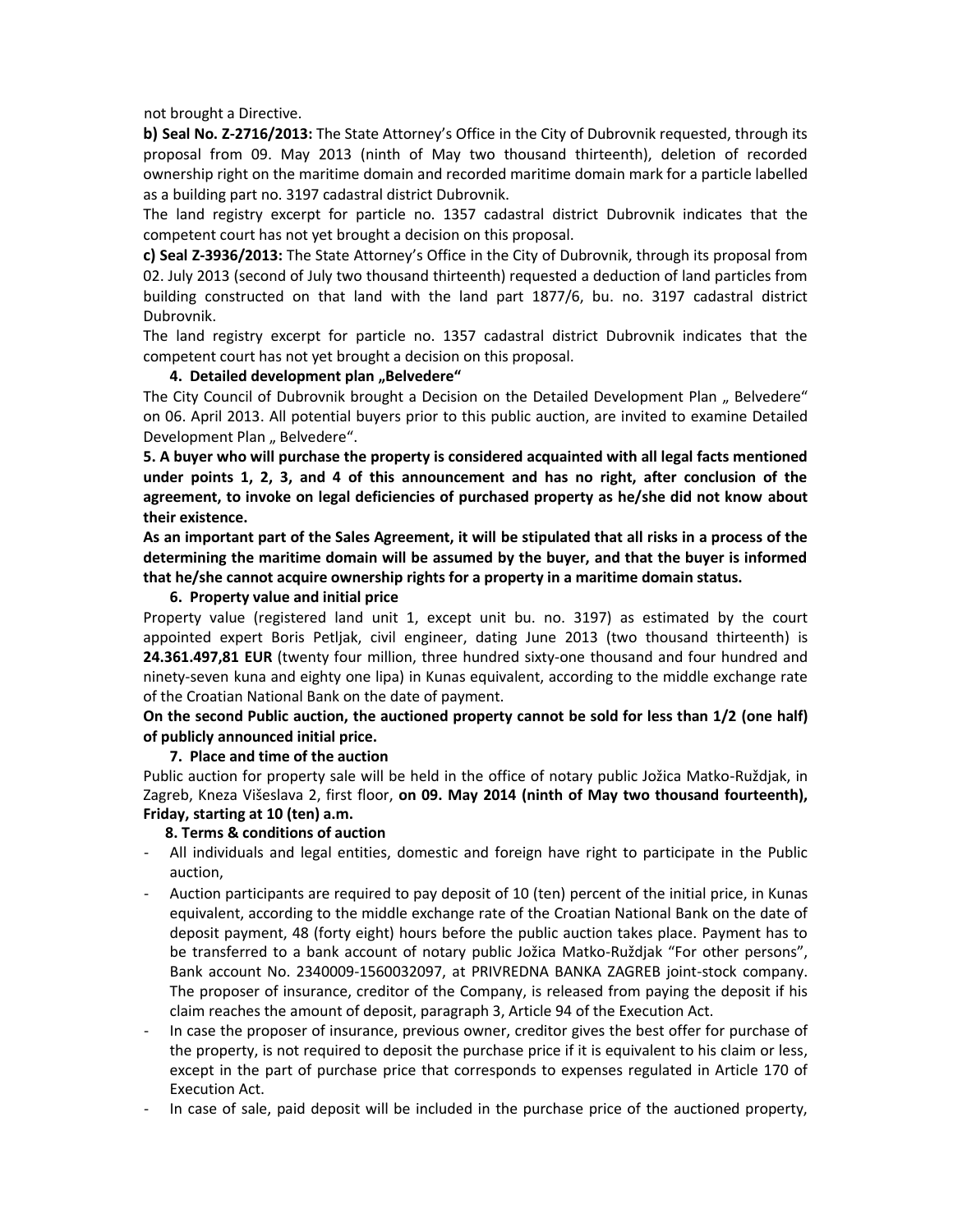not brought a Directive.

**b) Seal No. Z-2716/2013:** The State Attorney's Office in the City of Dubrovnik requested, through its proposal from 09. May 2013 (ninth of May two thousand thirteenth), deletion of recorded ownership right on the maritime domain and recorded maritime domain mark for a particle labelled as a building part no. 3197 cadastral district Dubrovnik.

The land registry excerpt for particle no. 1357 cadastral district Dubrovnik indicates that the competent court has not yet brought a decision on this proposal.

**c) Seal Z-3936/2013:** The State Attorney's Office in the City of Dubrovnik, through its proposal from 02. July 2013 (second of July two thousand thirteenth) requested a deduction of land particles from building constructed on that land with the land part 1877/6, bu. no. 3197 cadastral district Dubrovnik.

The land registry excerpt for particle no. 1357 cadastral district Dubrovnik indicates that the competent court has not yet brought a decision on this proposal.

**4. Detailed development plan „Belvedere“**

The City Council of Dubrovnik brought a Decision on the Detailed Development Plan „ Belvedere“ on 06. April 2013. All potential buyers prior to this public auction, are invited to examine Detailed Development Plan „ Belvedere“.

**5. A buyer who will purchase the property is considered acquainted with all legal facts mentioned under points 1, 2, 3, and 4 of this announcement and has no right, after conclusion of the agreement, to invoke on legal deficiencies of purchased property as he/she did not know about their existence.**

**As an important part of the Sales Agreement, it will be stipulated that all risks in a process of the determining the maritime domain will be assumed by the buyer, and that the buyer is informed that he/she cannot acquire ownership rights for a property in a maritime domain status.**

**6. Property value and initial price**

Property value (registered land unit 1, except unit bu. no. 3197) as estimated by the court appointed expert Boris Petljak, civil engineer, dating June 2013 (two thousand thirteenth) is **24.361.497,81 EUR** (twenty four million, three hundred sixty-one thousand and four hundred and ninety-seven kuna and eighty one lipa) in Kunas equivalent, according to the middle exchange rate of the Croatian National Bank on the date of payment.

**On the second Public auction, the auctioned property cannot be sold for less than 1/2 (one half) of publicly announced initial price.**

**7. Place and time of the auction**

Public auction for property sale will be held in the office of notary public Jožica Matko-Ruždjak, in Zagreb, Kneza Višeslava 2, first floor, **on 09. May 2014 (ninth of May two thousand fourteenth), Friday, starting at 10 (ten) a.m.**

**8. Terms & conditions of auction**

- All individuals and legal entities, domestic and foreign have right to participate in the Public auction,
- Auction participants are required to pay deposit of 10 (ten) percent of the initial price, in Kunas equivalent, according to the middle exchange rate of the Croatian National Bank on the date of deposit payment, 48 (forty eight) hours before the public auction takes place. Payment has to be transferred to a bank account of notary public Jožica Matko-Ruždjak "For other persons", Bank account No. 2340009-1560032097, at PRIVREDNA BANKA ZAGREB joint-stock company. The proposer of insurance, creditor of the Company, is released from paying the deposit if his claim reaches the amount of deposit, paragraph 3, Article 94 of the Execution Act.
- In case the proposer of insurance, previous owner, creditor gives the best offer for purchase of the property, is not required to deposit the purchase price if it is equivalent to his claim or less, except in the part of purchase price that corresponds to expenses regulated in Article 170 of Execution Act.
- In case of sale, paid deposit will be included in the purchase price of the auctioned property,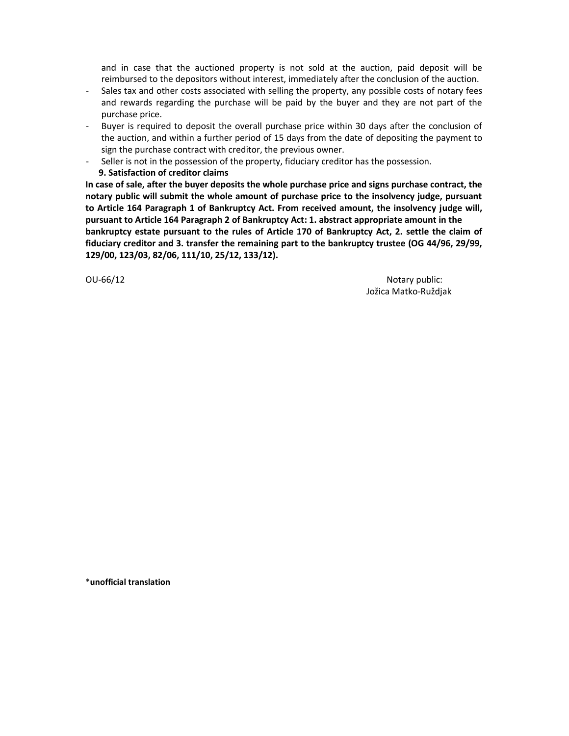and in case that the auctioned property is not sold at the auction, paid deposit will be reimbursed to the depositors without interest, immediately after the conclusion of the auction.

- Sales tax and other costs associated with selling the property, any possible costs of notary fees and rewards regarding the purchase will be paid by the buyer and they are not part of the purchase price.
- Buyer is required to deposit the overall purchase price within 30 days after the conclusion of the auction, and within a further period of 15 days from the date of depositing the payment to sign the purchase contract with creditor, the previous owner.
- Seller is not in the possession of the property, fiduciary creditor has the possession.

**9. Satisfaction of creditor claims**

**In case of sale, after the buyer deposits the whole purchase price and signs purchase contract, the notary public will submit the whole amount of purchase price to the insolvency judge, pursuant to Article 164 Paragraph 1 of Bankruptcy Act. From received amount, the insolvency judge will, pursuant to Article 164 Paragraph 2 of Bankruptcy Act: 1. abstract appropriate amount in the bankruptcy estate pursuant to the rules of Article 170 of Bankruptcy Act, 2. settle the claim of fiduciary creditor and 3. transfer the remaining part to the bankruptcy trustee (OG 44/96, 29/99, 129/00, 123/03, 82/06, 111/10, 25/12, 133/12).**

OU-66/12

Notary public:
Jožica Matko-Ruždjak

*__unofficial translation__